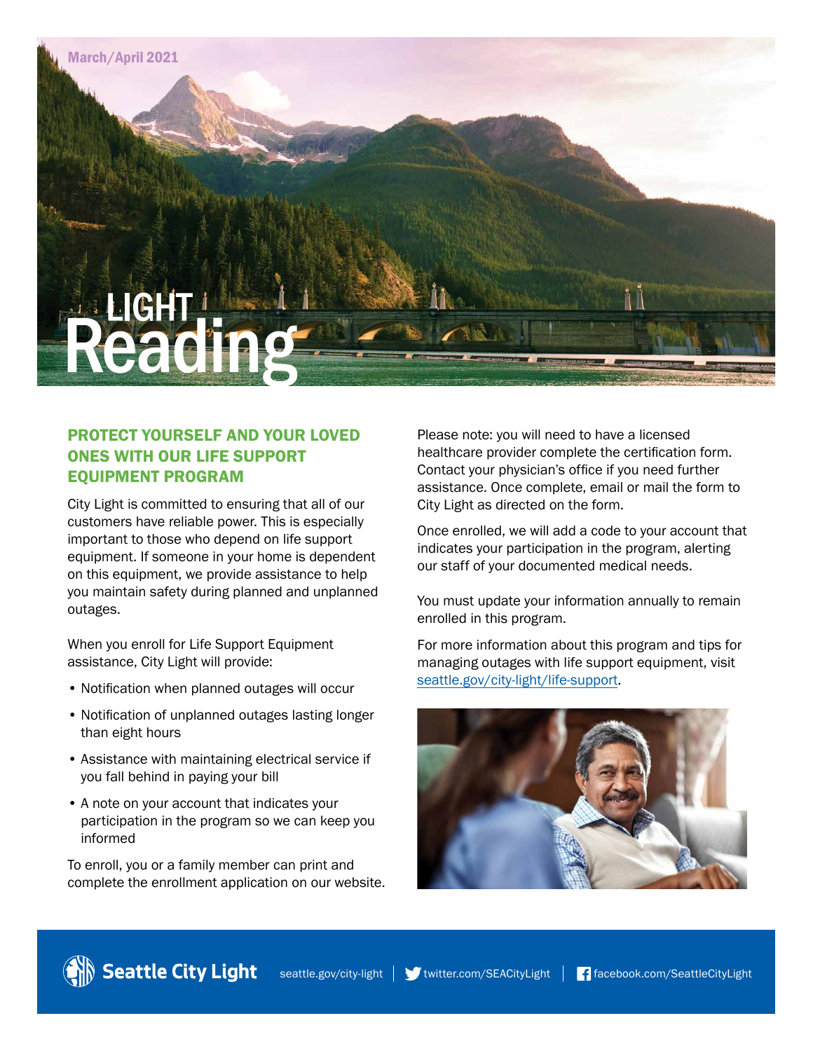March/April 2021

# LIGHT Reading

## PROTECT YOURSELF AND YOUR LOVED ONES WITH OUR LIFE SUPPORT EQUIPMENT PROGRAM

City Light is committed to ensuring that all of our customers have reliable power. This is especially important to those who depend on life support equipment. If someone in your home is dependent on this equipment, we provide assistance to help you maintain safety during planned and unplanned outages.

When you enroll for Life Support Equipment assistance, City Light will provide:

- Notification when planned outages will occur
- Notification of unplanned outages lasting longer than eight hours
- Assistance with maintaining electrical service if you fall behind in paying your bill
- A note on your account that indicates your participation in the program so we can keep you informed

To enroll, you or a family member can print and complete the enrollment application on our website.

Please note: you will need to have a licensed healthcare provider complete the certification form. Contact your physician's office if you need further assistance. Once complete, email or mail the form to City Light as directed on the form.

Once enrolled, we will add a code to your account that indicates your participation in the program, alerting our staff of your documented medical needs.

You must update your information annually to remain enrolled in this program.

For more information about this program and tips for managing outages with life support equipment, visit seattle.gov/city-light/life-support.

Seattle City Light | seattle.gov/city-light | twitter.com/SEACityLight | facebook.com/SeattleCityLight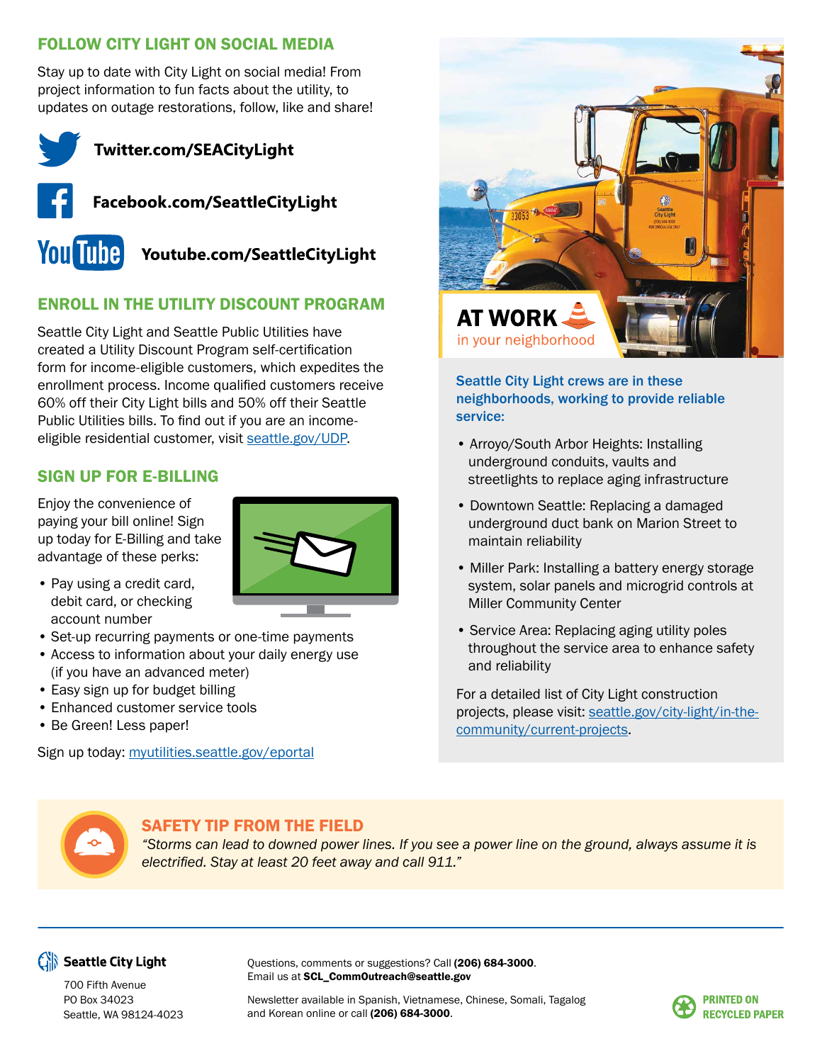## FOLLOW CITY LIGHT ON SOCIAL MEDIA

Stay up to date with City Light on social media! From project information to fun facts about the utility, to updates on outage restorations, follow, like and share!

**Twitter.com/SEACityLight**

**Facebook.com/SeattleCityLight**

**Youtube.com/SeattleCityLight**

## ENROLL IN THE UTILITY DISCOUNT PROGRAM

Seattle City Light and Seattle Public Utilities have created a Utility Discount Program self-certification form for income-eligible customers, which expedites the enrollment process. Income qualified customers receive 60% off their City Light bills and 50% off their Seattle Public Utilities bills. To find out if you are an income-eligible residential customer, visit seattle.gov/UDP.

## SIGN UP FOR E-BILLING

Enjoy the convenience of paying your bill online! Sign up today for E-Billing and take advantage of these perks:

- Pay using a credit card, debit card, or checking account number
- Set-up recurring payments or one-time payments
- Access to information about your daily energy use (if you have an advanced meter)
- Easy sign up for budget billing
- Enhanced customer service tools
- Be Green! Less paper!

Sign up today: myutilities.seattle.gov/eportal

## AT WORK in your neighborhood

**Seattle City Light crews are in these neighborhoods, working to provide reliable service:**

- Arroyo/South Arbor Heights: Installing underground conduits, vaults and streetlights to replace aging infrastructure
- Downtown Seattle: Replacing a damaged underground duct bank on Marion Street to maintain reliability
- Miller Park: Installing a battery energy storage system, solar panels and microgrid controls at Miller Community Center
- Service Area: Replacing aging utility poles throughout the service area to enhance safety and reliability

For a detailed list of City Light construction projects, please visit: seattle.gov/city-light/in-the-community/current-projects.

## SAFETY TIP FROM THE FIELD

*"Storms can lead to downed power lines. If you see a power line on the ground, always assume it is electrified. Stay at least 20 feet away and call 911."*

---

**Seattle City Light**
700 Fifth Avenue
PO Box 34023
Seattle, WA 98124-4023

Questions, comments or suggestions? Call **(206) 684-3000**.
Email us at **SCL_CommOutreach@seattle.gov**

Newsletter available in Spanish, Vietnamese, Chinese, Somali, Tagalog and Korean online or call **(206) 684-3000**.

PRINTED ON RECYCLED PAPER